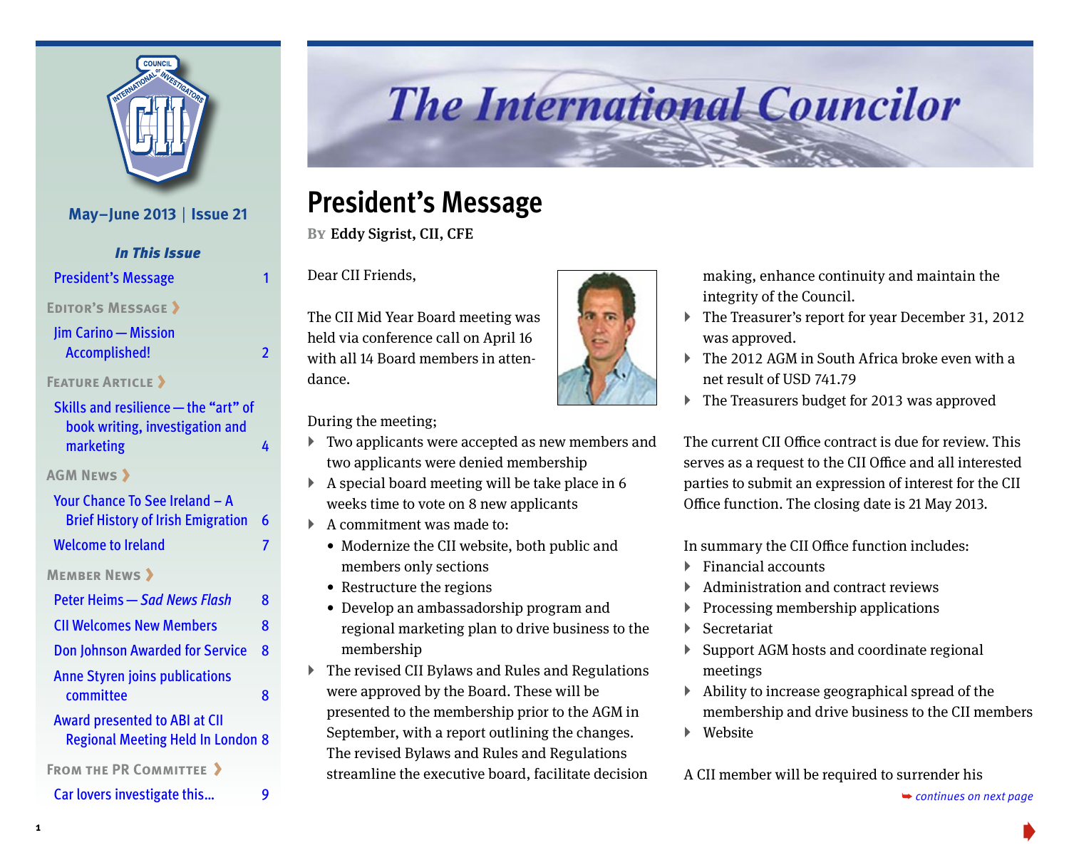# The International Councilor

**May–June 2013 | Issue 21**

***In This Issue***

- President's Message 1

**Editor's Message**

- Jim Carino — Mission Accomplished! 2

**Feature Article**

- Skills and resilience — the "art" of book writing, investigation and marketing 4

**AGM News**

- Your Chance To See Ireland – A Brief History of Irish Emigration 6
- Welcome to Ireland 7

**Member News**

- Peter Heims — *Sad News Flash* 8
- CII Welcomes New Members 8
- Don Johnson Awarded for Service 8
- Anne Styren joins publications committee 8
- Award presented to ABI at CII Regional Meeting Held In London 8

**From the PR Committee**

- Car lovers investigate this... 9

## President's Message

By Eddy Sigrist, CII, CFE

Dear CII Friends,

The CII Mid Year Board meeting was held via conference call on April 16 with all 14 Board members in attendance.

During the meeting;

- Two applicants were accepted as new members and two applicants were denied membership
- A special board meeting will be take place in 6 weeks time to vote on 8 new applicants
- A commitment was made to:
  - Modernize the CII website, both public and members only sections
  - Restructure the regions
  - Develop an ambassadorship program and regional marketing plan to drive business to the membership
- The revised CII Bylaws and Rules and Regulations were approved by the Board. These will be presented to the membership prior to the AGM in September, with a report outlining the changes. The revised Bylaws and Rules and Regulations streamline the executive board, facilitate decision making, enhance continuity and maintain the integrity of the Council.
- The Treasurer's report for year December 31, 2012 was approved.
- The 2012 AGM in South Africa broke even with a net result of USD 741.79
- The Treasurers budget for 2013 was approved

The current CII Office contract is due for review. This serves as a request to the CII Office and all interested parties to submit an expression of interest for the CII Office function. The closing date is 21 May 2013.

In summary the CII Office function includes:

- Financial accounts
- Administration and contract reviews
- Processing membership applications
- Secretariat
- Support AGM hosts and coordinate regional meetings
- Ability to increase geographical spread of the membership and drive business to the CII members
- Website

A CII member will be required to surrender his

*continues on next page*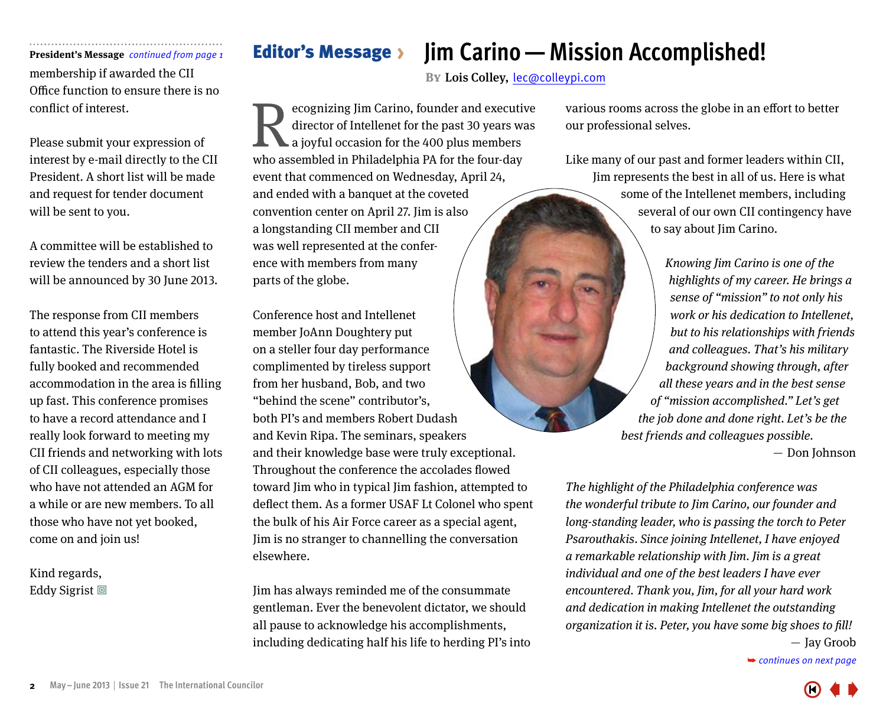**President's Message** *continued from page 1*

membership if awarded the CII Office function to ensure there is no conflict of interest.

Please submit your expression of interest by e-mail directly to the CII President. A short list will be made and request for tender document will be sent to you.

A committee will be established to review the tenders and a short list will be announced by 30 June 2013.

The response from CII members to attend this year's conference is fantastic. The Riverside Hotel is fully booked and recommended accommodation in the area is filling up fast. This conference promises to have a record attendance and I really look forward to meeting my CII friends and networking with lots of CII colleagues, especially those who have not attended an AGM for a while or are new members. To all those who have not yet booked, come on and join us!

Kind regards,
Eddy Sigrist

# Editor's Message › Jim Carino — Mission Accomplished!

**By Lois Colley,** lec@colleypi.com

Recognizing Jim Carino, founder and executive director of Intellenet for the past 30 years was a joyful occasion for the 400 plus members who assembled in Philadelphia PA for the four-day event that commenced on Wednesday, April 24, and ended with a banquet at the coveted convention center on April 27. Jim is also a longstanding CII member and CII was well represented at the conference with members from many parts of the globe.

Conference host and Intellenet member JoAnn Doughtery put on a steller four day performance complimented by tireless support from her husband, Bob, and two "behind the scene" contributor's, both PI's and members Robert Dudash and Kevin Ripa. The seminars, speakers and their knowledge base were truly exceptional. Throughout the conference the accolades flowed toward Jim who in typical Jim fashion, attempted to deflect them. As a former USAF Lt Colonel who spent the bulk of his Air Force career as a special agent, Jim is no stranger to channelling the conversation elsewhere.

Jim has always reminded me of the consummate gentleman. Ever the benevolent dictator, we should all pause to acknowledge his accomplishments, including dedicating half his life to herding PI's into various rooms across the globe in an effort to better our professional selves.

Like many of our past and former leaders within CII, Jim represents the best in all of us. Here is what some of the Intellenet members, including several of our own CII contingency have to say about Jim Carino.

*Knowing Jim Carino is one of the highlights of my career. He brings a sense of "mission" to not only his work or his dedication to Intellenet, but to his relationships with friends and colleagues. That's his military background showing through, after all these years and in the best sense of "mission accomplished." Let's get the job done and done right. Let's be the best friends and colleagues possible.*

— Don Johnson

*The highlight of the Philadelphia conference was the wonderful tribute to Jim Carino, our founder and long-standing leader, who is passing the torch to Peter Psarouthakis. Since joining Intellenet, I have enjoyed a remarkable relationship with Jim. Jim is a great individual and one of the best leaders I have ever encountered. Thank you, Jim, for all your hard work and dedication in making Intellenet the outstanding organization it is. Peter, you have some big shoes to fill!*

— Jay Groob

*continues on next page*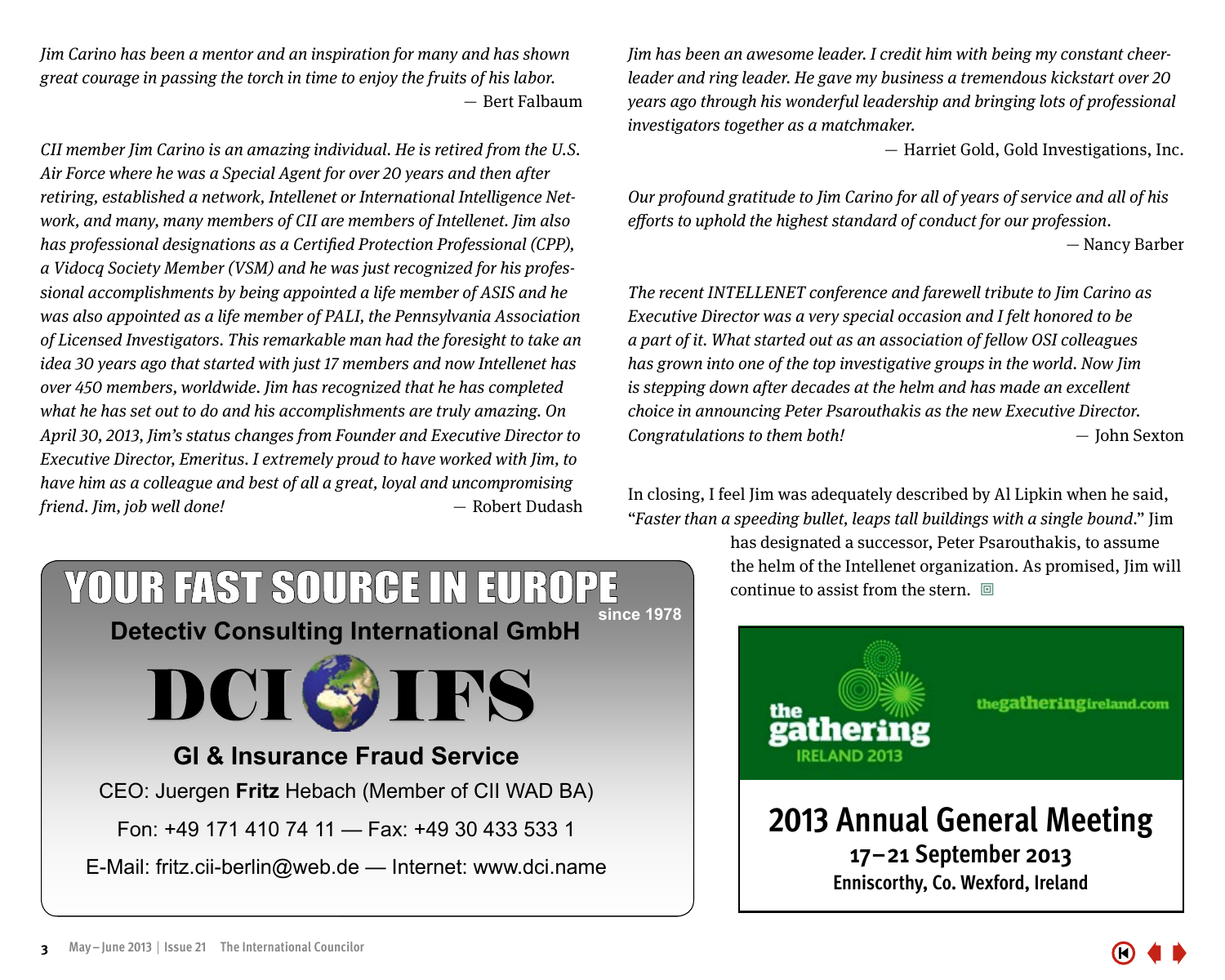*Jim Carino has been a mentor and an inspiration for many and has shown great courage in passing the torch in time to enjoy the fruits of his labor.*

— Bert Falbaum

*CII member Jim Carino is an amazing individual. He is retired from the U.S. Air Force where he was a Special Agent for over 20 years and then after retiring, established a network, Intellenet or International Intelligence Network, and many, many members of CII are members of Intellenet. Jim also has professional designations as a Certified Protection Professional (CPP), a Vidocq Society Member (VSM) and he was just recognized for his professional accomplishments by being appointed a life member of ASIS and he was also appointed as a life member of PALI, the Pennsylvania Association of Licensed Investigators. This remarkable man had the foresight to take an idea 30 years ago that started with just 17 members and now Intellenet has over 450 members, worldwide. Jim has recognized that he has completed what he has set out to do and his accomplishments are truly amazing. On April 30, 2013, Jim's status changes from Founder and Executive Director to Executive Director, Emeritus. I extremely proud to have worked with Jim, to have him as a colleague and best of all a great, loyal and uncompromising friend. Jim, job well done!*

— Robert Dudash

*Jim has been an awesome leader. I credit him with being my constant cheerleader and ring leader. He gave my business a tremendous kickstart over 20 years ago through his wonderful leadership and bringing lots of professional investigators together as a matchmaker.*

— Harriet Gold, Gold Investigations, Inc.

*Our profound gratitude to Jim Carino for all of years of service and all of his efforts to uphold the highest standard of conduct for our profession.*

— Nancy Barber

*The recent INTELLENET conference and farewell tribute to Jim Carino as Executive Director was a very special occasion and I felt honored to be a part of it. What started out as an association of fellow OSI colleagues has grown into one of the top investigative groups in the world. Now Jim is stepping down after decades at the helm and has made an excellent choice in announcing Peter Psarouthakis as the new Executive Director. Congratulations to them both!*

— John Sexton

In closing, I feel Jim was adequately described by Al Lipkin when he said, "*Faster than a speeding bullet, leaps tall buildings with a single bound*." Jim has designated a successor, Peter Psarouthakis, to assume the helm of the Intellenet organization. As promised, Jim will continue to assist from the stern.

---

**YOUR FAST SOURCE IN EUROPE** since 1978

**Detectiv Consulting International GmbH**

**DCI IFS**

**GI & Insurance Fraud Service**

CEO: Juergen **Fritz** Hebach (Member of CII WAD BA)

Fon: +49 171 410 74 11 — Fax: +49 30 433 533 1

E-Mail: fritz.cii-berlin@web.de — Internet: www.dci.name

---

the gathering IRELAND 2013

thegatheringireland.com

**2013 Annual General Meeting**

**17–21 September 2013**

**Enniscorthy, Co. Wexford, Ireland**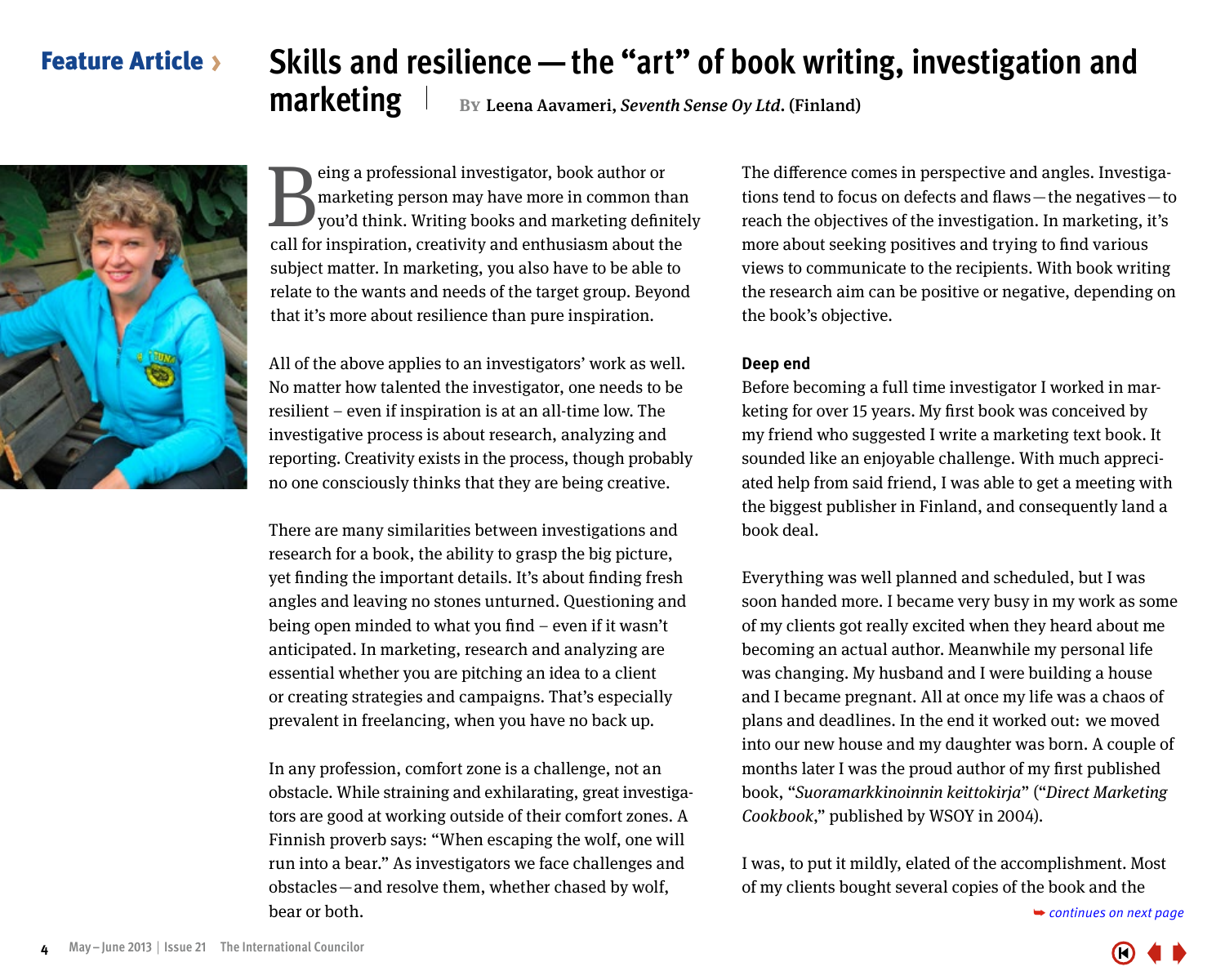Feature Article ›

# Skills and resilience — the "art" of book writing, investigation and marketing

By Leena Aavameri, *Seventh Sense Oy Ltd.* (Finland)

Being a professional investigator, book author or marketing person may have more in common than you'd think. Writing books and marketing definitely call for inspiration, creativity and enthusiasm about the subject matter. In marketing, you also have to be able to relate to the wants and needs of the target group. Beyond that it's more about resilience than pure inspiration.

All of the above applies to an investigators' work as well. No matter how talented the investigator, one needs to be resilient – even if inspiration is at an all-time low. The investigative process is about research, analyzing and reporting. Creativity exists in the process, though probably no one consciously thinks that they are being creative.

There are many similarities between investigations and research for a book, the ability to grasp the big picture, yet finding the important details. It's about finding fresh angles and leaving no stones unturned. Questioning and being open minded to what you find – even if it wasn't anticipated. In marketing, research and analyzing are essential whether you are pitching an idea to a client or creating strategies and campaigns. That's especially prevalent in freelancing, when you have no back up.

In any profession, comfort zone is a challenge, not an obstacle. While straining and exhilarating, great investigators are good at working outside of their comfort zones. A Finnish proverb says: "When escaping the wolf, one will run into a bear." As investigators we face challenges and obstacles — and resolve them, whether chased by wolf, bear or both.

The difference comes in perspective and angles. Investigations tend to focus on defects and flaws — the negatives — to reach the objectives of the investigation. In marketing, it's more about seeking positives and trying to find various views to communicate to the recipients. With book writing the research aim can be positive or negative, depending on the book's objective.

## Deep end

Before becoming a full time investigator I worked in marketing for over 15 years. My first book was conceived by my friend who suggested I write a marketing text book. It sounded like an enjoyable challenge. With much appreciated help from said friend, I was able to get a meeting with the biggest publisher in Finland, and consequently land a book deal.

Everything was well planned and scheduled, but I was soon handed more. I became very busy in my work as some of my clients got really excited when they heard about me becoming an actual author. Meanwhile my personal life was changing. My husband and I were building a house and I became pregnant. All at once my life was a chaos of plans and deadlines. In the end it worked out: we moved into our new house and my daughter was born. A couple of months later I was the proud author of my first published book, "*Suoramarkkinoinnin keittokirja*" ("*Direct Marketing Cookbook*," published by WSOY in 2004).

I was, to put it mildly, elated of the accomplishment. Most of my clients bought several copies of the book and the

*continues on next page*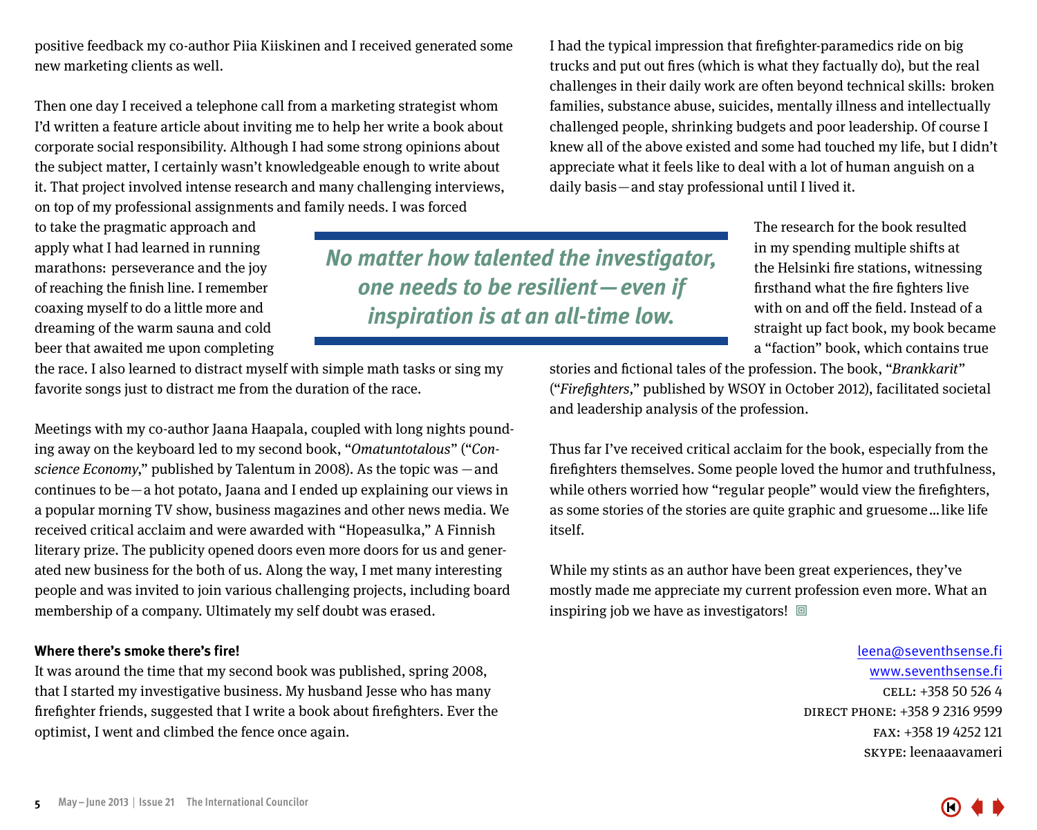positive feedback my co-author Piia Kiiskinen and I received generated some new marketing clients as well.

Then one day I received a telephone call from a marketing strategist whom I'd written a feature article about inviting me to help her write a book about corporate social responsibility. Although I had some strong opinions about the subject matter, I certainly wasn't knowledgeable enough to write about it. That project involved intense research and many challenging interviews, on top of my professional assignments and family needs. I was forced to take the pragmatic approach and apply what I had learned in running marathons: perseverance and the joy of reaching the finish line. I remember coaxing myself to do a little more and dreaming of the warm sauna and cold beer that awaited me upon completing the race. I also learned to distract myself with simple math tasks or sing my favorite songs just to distract me from the duration of the race.

> ***No matter how talented the investigator, one needs to be resilient—even if inspiration is at an all-time low.***

Meetings with my co-author Jaana Haapala, coupled with long nights pounding away on the keyboard led to my second book, "*Omatuntotalous*" ("*Conscience Economy*," published by Talentum in 2008). As the topic was —and continues to be—a hot potato, Jaana and I ended up explaining our views in a popular morning TV show, business magazines and other news media. We received critical acclaim and were awarded with "Hopeasulka," A Finnish literary prize. The publicity opened doors even more doors for us and generated new business for the both of us. Along the way, I met many interesting people and was invited to join various challenging projects, including board membership of a company. Ultimately my self doubt was erased.

**Where there's smoke there's fire!**

It was around the time that my second book was published, spring 2008, that I started my investigative business. My husband Jesse who has many firefighter friends, suggested that I write a book about firefighters. Ever the optimist, I went and climbed the fence once again.

I had the typical impression that firefighter-paramedics ride on big trucks and put out fires (which is what they factually do), but the real challenges in their daily work are often beyond technical skills: broken families, substance abuse, suicides, mentally illness and intellectually challenged people, shrinking budgets and poor leadership. Of course I knew all of the above existed and some had touched my life, but I didn't appreciate what it feels like to deal with a lot of human anguish on a daily basis—and stay professional until I lived it.

The research for the book resulted in my spending multiple shifts at the Helsinki fire stations, witnessing firsthand what the fire fighters live with on and off the field. Instead of a straight up fact book, my book became a "faction" book, which contains true stories and fictional tales of the profession. The book, "*Brankkarit*" ("*Firefighters,*" published by WSOY in October 2012), facilitated societal and leadership analysis of the profession.

Thus far I've received critical acclaim for the book, especially from the firefighters themselves. Some people loved the humor and truthfulness, while others worried how "regular people" would view the firefighters, as some stories of the stories are quite graphic and gruesome…like life itself.

While my stints as an author have been great experiences, they've mostly made me appreciate my current profession even more. What an inspiring job we have as investigators!

leena@seventhsense.fi
www.seventhsense.fi
CELL: +358 50 526 4
DIRECT PHONE: +358 9 2316 9599
FAX: +358 19 4252 121
SKYPE: leenaaavameri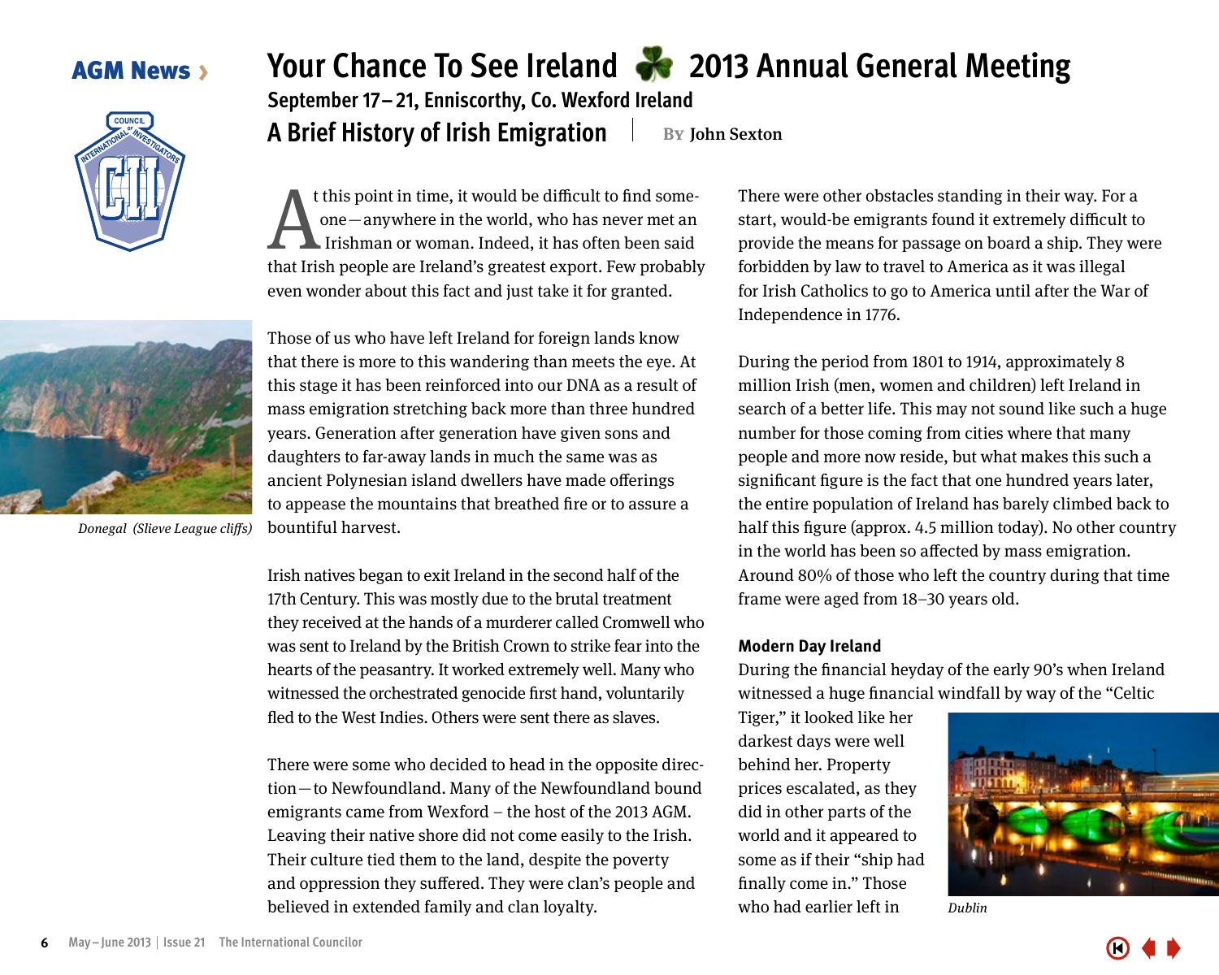AGM News ›

# Your Chance To See Ireland ☘ 2013 Annual General Meeting

**September 17 – 21, Enniscorthy, Co. Wexford Ireland**

## A Brief History of Irish Emigration

By John Sexton

At this point in time, it would be difficult to find someone—anywhere in the world, who has never met an Irishman or woman. Indeed, it has often been said that Irish people are Ireland's greatest export. Few probably even wonder about this fact and just take it for granted.

*Donegal (Slieve League cliffs)*

Those of us who have left Ireland for foreign lands know that there is more to this wandering than meets the eye. At this stage it has been reinforced into our DNA as a result of mass emigration stretching back more than three hundred years. Generation after generation have given sons and daughters to far-away lands in much the same was as ancient Polynesian island dwellers have made offerings to appease the mountains that breathed fire or to assure a bountiful harvest.

Irish natives began to exit Ireland in the second half of the 17th Century. This was mostly due to the brutal treatment they received at the hands of a murderer called Cromwell who was sent to Ireland by the British Crown to strike fear into the hearts of the peasantry. It worked extremely well. Many who witnessed the orchestrated genocide first hand, voluntarily fled to the West Indies. Others were sent there as slaves.

There were some who decided to head in the opposite direction—to Newfoundland. Many of the Newfoundland bound emigrants came from Wexford – the host of the 2013 AGM. Leaving their native shore did not come easily to the Irish. Their culture tied them to the land, despite the poverty and oppression they suffered. They were clan's people and believed in extended family and clan loyalty.

There were other obstacles standing in their way. For a start, would-be emigrants found it extremely difficult to provide the means for passage on board a ship. They were forbidden by law to travel to America as it was illegal for Irish Catholics to go to America until after the War of Independence in 1776.

During the period from 1801 to 1914, approximately 8 million Irish (men, women and children) left Ireland in search of a better life. This may not sound like such a huge number for those coming from cities where that many people and more now reside, but what makes this such a significant figure is the fact that one hundred years later, the entire population of Ireland has barely climbed back to half this figure (approx. 4.5 million today). No other country in the world has been so affected by mass emigration. Around 80% of those who left the country during that time frame were aged from 18–30 years old.

### Modern Day Ireland

During the financial heyday of the early 90's when Ireland witnessed a huge financial windfall by way of the "Celtic Tiger," it looked like her darkest days were well behind her. Property prices escalated, as they did in other parts of the world and it appeared to some as if their "ship had finally come in." Those who had earlier left in

*Dublin*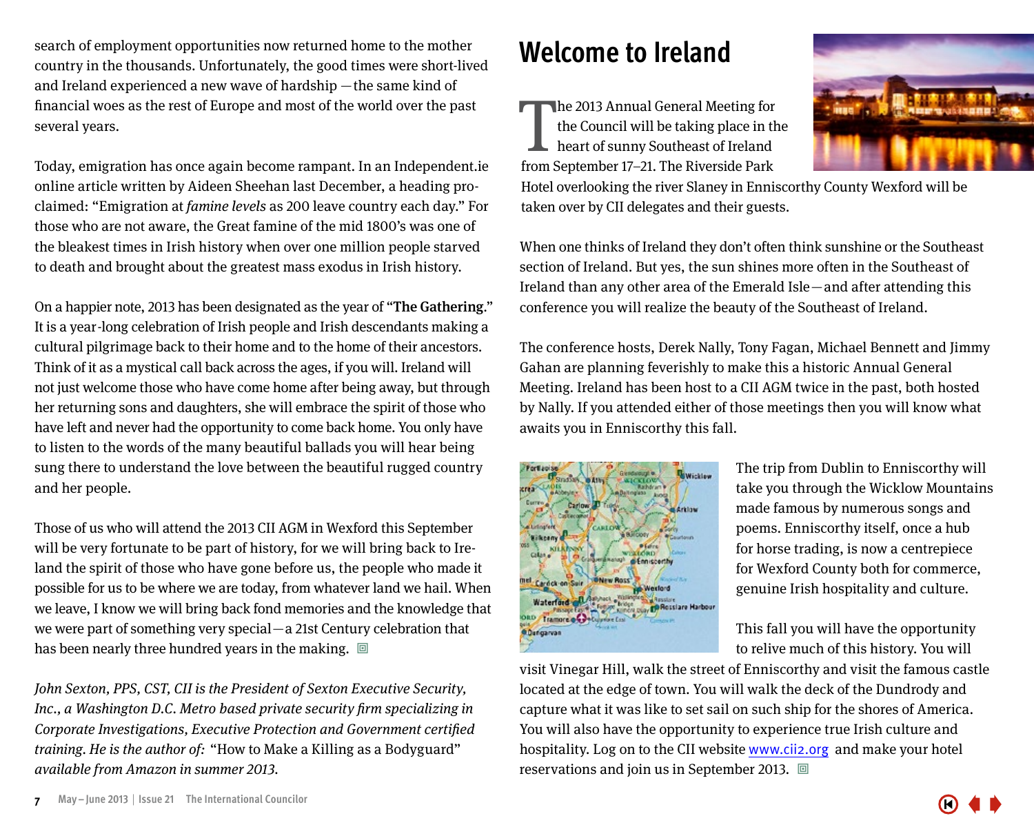search of employment opportunities now returned home to the mother country in the thousands. Unfortunately, the good times were short-lived and Ireland experienced a new wave of hardship — the same kind of financial woes as the rest of Europe and most of the world over the past several years.

Today, emigration has once again become rampant. In an Independent.ie online article written by Aideen Sheehan last December, a heading proclaimed: "Emigration at *famine levels* as 200 leave country each day." For those who are not aware, the Great famine of the mid 1800's was one of the bleakest times in Irish history when over one million people starved to death and brought about the greatest mass exodus in Irish history.

On a happier note, 2013 has been designated as the year of "**The Gathering.**" It is a year-long celebration of Irish people and Irish descendants making a cultural pilgrimage back to their home and to the home of their ancestors. Think of it as a mystical call back across the ages, if you will. Ireland will not just welcome those who have come home after being away, but through her returning sons and daughters, she will embrace the spirit of those who have left and never had the opportunity to come back home. You only have to listen to the words of the many beautiful ballads you will hear being sung there to understand the love between the beautiful rugged country and her people.

Those of us who will attend the 2013 CII AGM in Wexford this September will be very fortunate to be part of history, for we will bring back to Ireland the spirit of those who have gone before us, the people who made it possible for us to be where we are today, from whatever land we hail. When we leave, I know we will bring back fond memories and the knowledge that we were part of something very special — a 21st Century celebration that has been nearly three hundred years in the making.

*John Sexton, PPS, CST, CII is the President of Sexton Executive Security, Inc., a Washington D.C. Metro based private security firm specializing in Corporate Investigations, Executive Protection and Government certified training. He is the author of:* "How to Make a Killing as a Bodyguard" *available from Amazon in summer 2013.*

# Welcome to Ireland

The 2013 Annual General Meeting for the Council will be taking place in the heart of sunny Southeast of Ireland from September 17–21. The Riverside Park Hotel overlooking the river Slaney in Enniscorthy County Wexford will be taken over by CII delegates and their guests.

When one thinks of Ireland they don't often think sunshine or the Southeast section of Ireland. But yes, the sun shines more often in the Southeast of Ireland than any other area of the Emerald Isle — and after attending this conference you will realize the beauty of the Southeast of Ireland.

The conference hosts, Derek Nally, Tony Fagan, Michael Bennett and Jimmy Gahan are planning feverishly to make this a historic Annual General Meeting. Ireland has been host to a CII AGM twice in the past, both hosted by Nally. If you attended either of those meetings then you will know what awaits you in Enniscorthy this fall.

The trip from Dublin to Enniscorthy will take you through the Wicklow Mountains made famous by numerous songs and poems. Enniscorthy itself, once a hub for horse trading, is now a centrepiece for Wexford County both for commerce, genuine Irish hospitality and culture.

This fall you will have the opportunity to relive much of this history. You will visit Vinegar Hill, walk the street of Enniscorthy and visit the famous castle located at the edge of town. You will walk the deck of the Dundrody and capture what it was like to set sail on such ship for the shores of America. You will also have the opportunity to experience true Irish culture and hospitality. Log on to the CII website www.cii2.org and make your hotel reservations and join us in September 2013.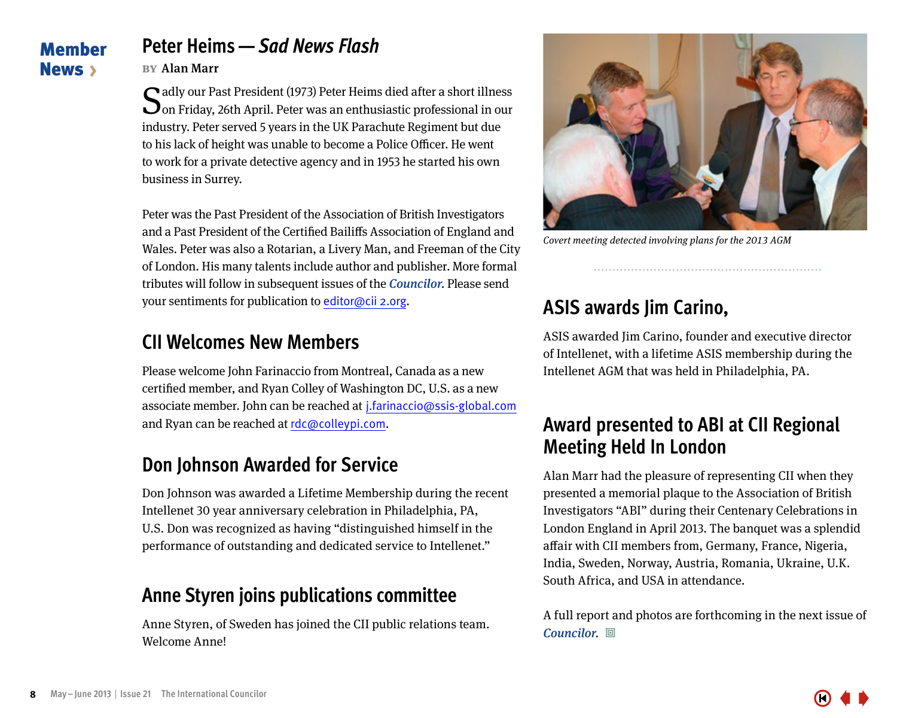# Member News ›

## Peter Heims — *Sad News Flash*

BY Alan Marr

Sadly our Past President (1973) Peter Heims died after a short illness on Friday, 26th April. Peter was an enthusiastic professional in our industry. Peter served 5 years in the UK Parachute Regiment but due to his lack of height was unable to become a Police Officer. He went to work for a private detective agency and in 1953 he started his own business in Surrey.

Peter was the Past President of the Association of British Investigators and a Past President of the Certified Bailiffs Association of England and Wales. Peter was also a Rotarian, a Livery Man, and Freeman of the City of London. His many talents include author and publisher. More formal tributes will follow in subsequent issues of the ***Councilor***. Please send your sentiments for publication to editor@cii 2.org.

## CII Welcomes New Members

Please welcome John Farinaccio from Montreal, Canada as a new certified member, and Ryan Colley of Washington DC, U.S. as a new associate member. John can be reached at j.farinaccio@ssis-global.com and Ryan can be reached at rdc@colleypi.com.

## Don Johnson Awarded for Service

Don Johnson was awarded a Lifetime Membership during the recent Intellenet 30 year anniversary celebration in Philadelphia, PA, U.S. Don was recognized as having "distinguished himself in the performance of outstanding and dedicated service to Intellenet."

## Anne Styren joins publications committee

Anne Styren, of Sweden has joined the CII public relations team. Welcome Anne!

*Covert meeting detected involving plans for the 2013 AGM*

## ASIS awards Jim Carino,

ASIS awarded Jim Carino, founder and executive director of Intellenet, with a lifetime ASIS membership during the Intellenet AGM that was held in Philadelphia, PA.

## Award presented to ABI at CII Regional Meeting Held In London

Alan Marr had the pleasure of representing CII when they presented a memorial plaque to the Association of British Investigators "ABI" during their Centenary Celebrations in London England in April 2013. The banquet was a splendid affair with CII members from, Germany, France, Nigeria, India, Sweden, Norway, Austria, Romania, Ukraine, U.K. South Africa, and USA in attendance.

A full report and photos are forthcoming in the next issue of ***Councilor***.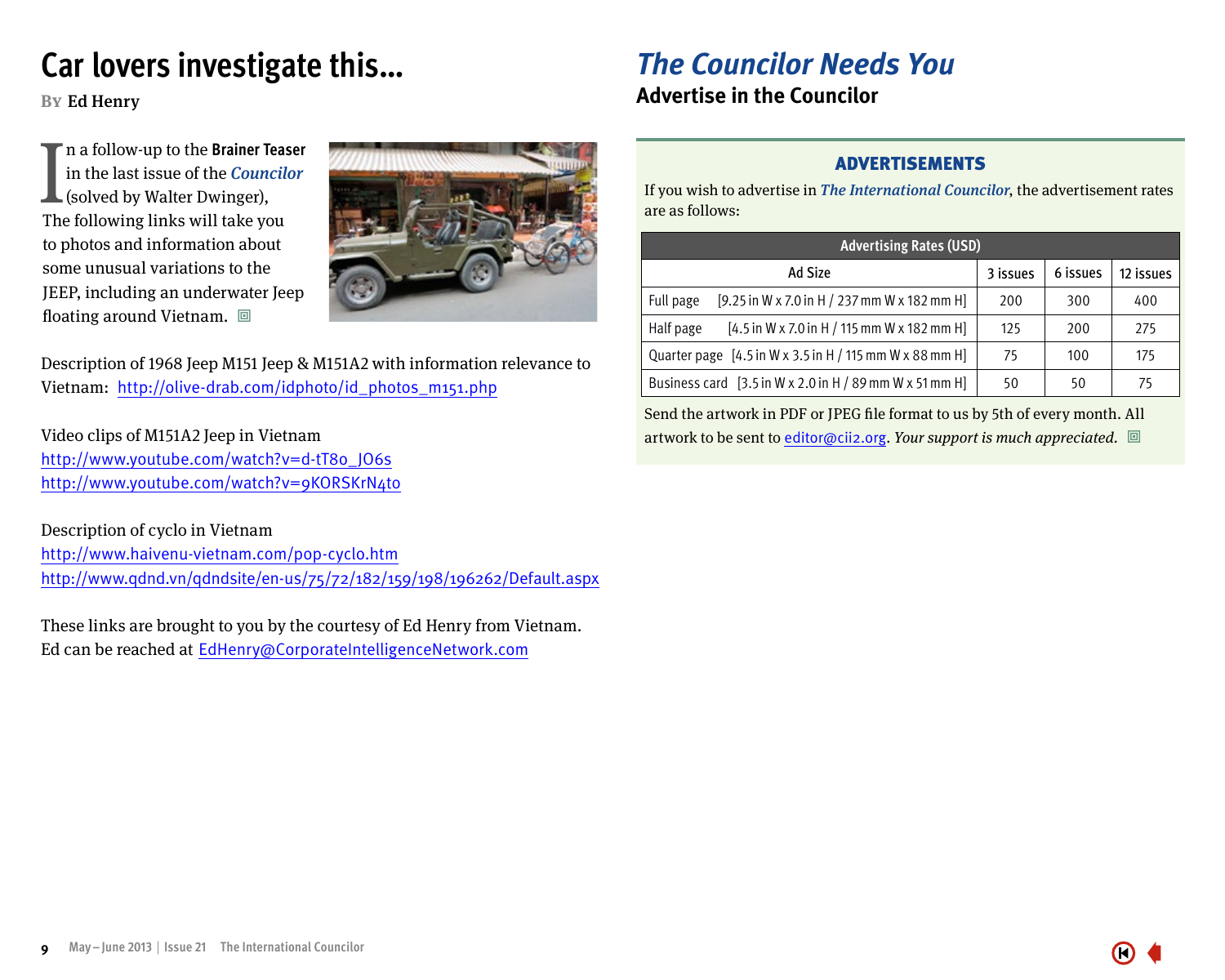# Car lovers investigate this...

By Ed Henry

In a follow-up to the **Brainer Teaser** in the last issue of the *Councilor* (solved by Walter Dwinger), The following links will take you to photos and information about some unusual variations to the JEEP, including an underwater Jeep floating around Vietnam.

Description of 1968 Jeep M151 Jeep & M151A2 with information relevance to Vietnam: http://olive-drab.com/idphoto/id_photos_m151.php

Video clips of M151A2 Jeep in Vietnam
http://www.youtube.com/watch?v=d-tT8o_JO6s
http://www.youtube.com/watch?v=9KORSKrN4to

Description of cyclo in Vietnam
http://www.haivenu-vietnam.com/pop-cyclo.htm
http://www.qdnd.vn/qdndsite/en-us/75/72/182/159/198/196262/Default.aspx

These links are brought to you by the courtesy of Ed Henry from Vietnam. Ed can be reached at EdHenry@CorporateIntelligenceNetwork.com

# *The Councilor Needs You*

## Advertise in the Councilor

### ADVERTISEMENTS

If you wish to advertise in ***The International Councilor***, the advertisement rates are as follows:

| Advertising Rates (USD) | | | |
|---|---|---|---|
| Ad Size | 3 issues | 6 issues | 12 issues |
| Full page [9.25 in W x 7.0 in H / 237 mm W x 182 mm H] | 200 | 300 | 400 |
| Half page [4.5 in W x 7.0 in H / 115 mm W x 182 mm H] | 125 | 200 | 275 |
| Quarter page [4.5 in W x 3.5 in H / 115 mm W x 88 mm H] | 75 | 100 | 175 |
| Business card [3.5 in W x 2.0 in H / 89 mm W x 51 mm H] | 50 | 50 | 75 |

Send the artwork in PDF or JPEG file format to us by 5th of every month. All artwork to be sent to editor@cii2.org. *Your support is much appreciated.*